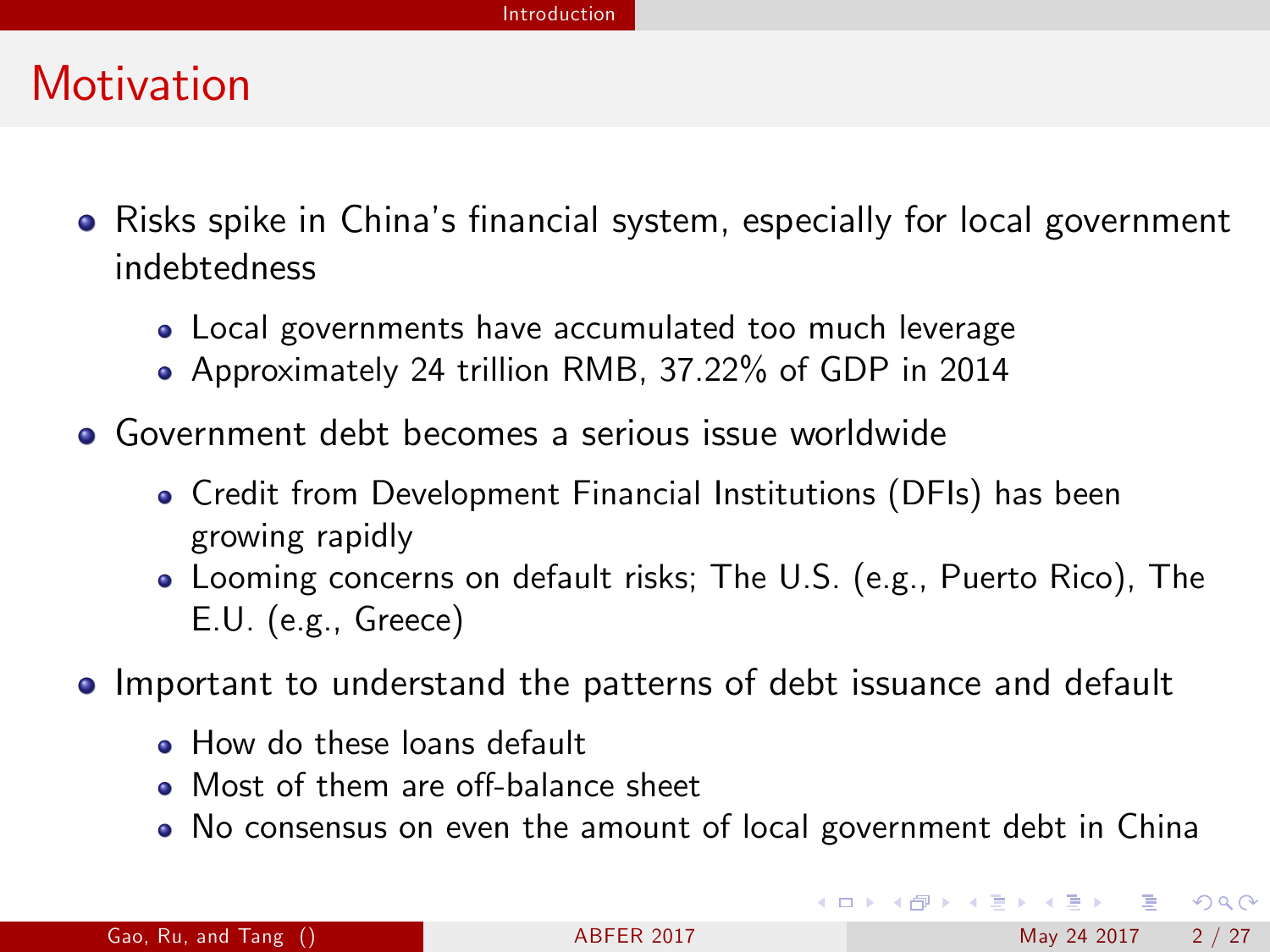# Motivation

- Risks spike in China's financial system, especially for local government indebtedness
  - Local governments have accumulated too much leverage
  - Approximately 24 trillion RMB, 37.22% of GDP in 2014
- Government debt becomes a serious issue worldwide
  - Credit from Development Financial Institutions (DFIs) has been growing rapidly
  - Looming concerns on default risks; The U.S. (e.g., Puerto Rico), The E.U. (e.g., Greece)
- Important to understand the patterns of debt issuance and default
  - How do these loans default
  - Most of them are off-balance sheet
  - No consensus on even the amount of local government debt in China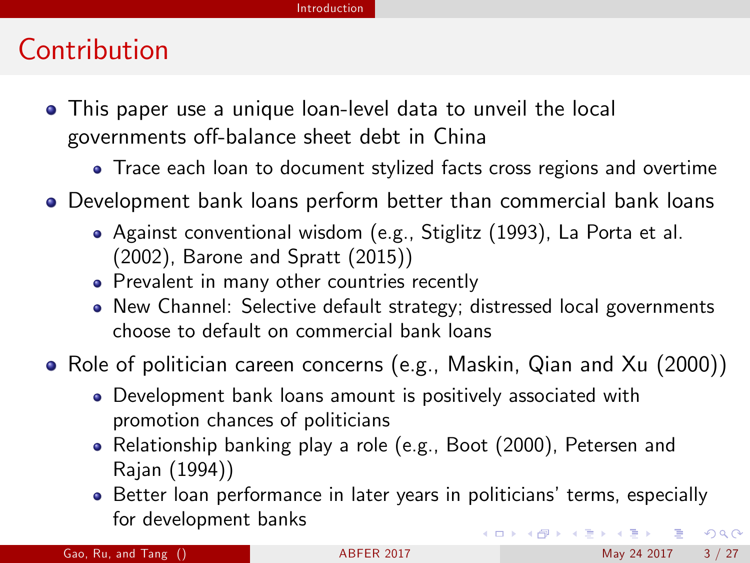## Contribution

- This paper use a unique loan-level data to unveil the local governments off-balance sheet debt in China
  - Trace each loan to document stylized facts cross regions and overtime
- Development bank loans perform better than commercial bank loans
  - Against conventional wisdom (e.g., Stiglitz (1993), La Porta et al. (2002), Barone and Spratt (2015))
  - Prevalent in many other countries recently
  - New Channel: Selective default strategy; distressed local governments choose to default on commercial bank loans
- Role of politician careen concerns (e.g., Maskin, Qian and Xu (2000))
  - Development bank loans amount is positively associated with promotion chances of politicians
  - Relationship banking play a role (e.g., Boot (2000), Petersen and Rajan (1994))
  - Better loan performance in later years in politicians' terms, especially for development banks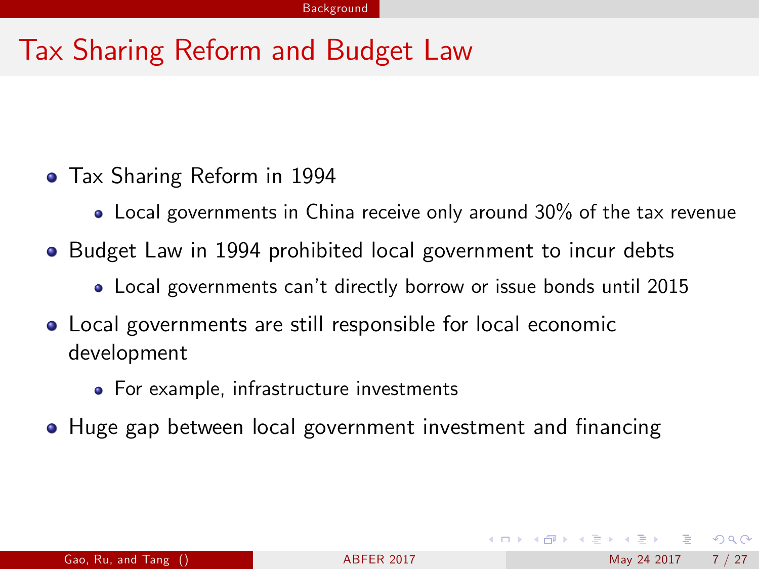# Tax Sharing Reform and Budget Law

- Tax Sharing Reform in 1994
  - Local governments in China receive only around 30% of the tax revenue
- Budget Law in 1994 prohibited local government to incur debts
  - Local governments can't directly borrow or issue bonds until 2015
- Local governments are still responsible for local economic development
  - For example, infrastructure investments
- Huge gap between local government investment and financing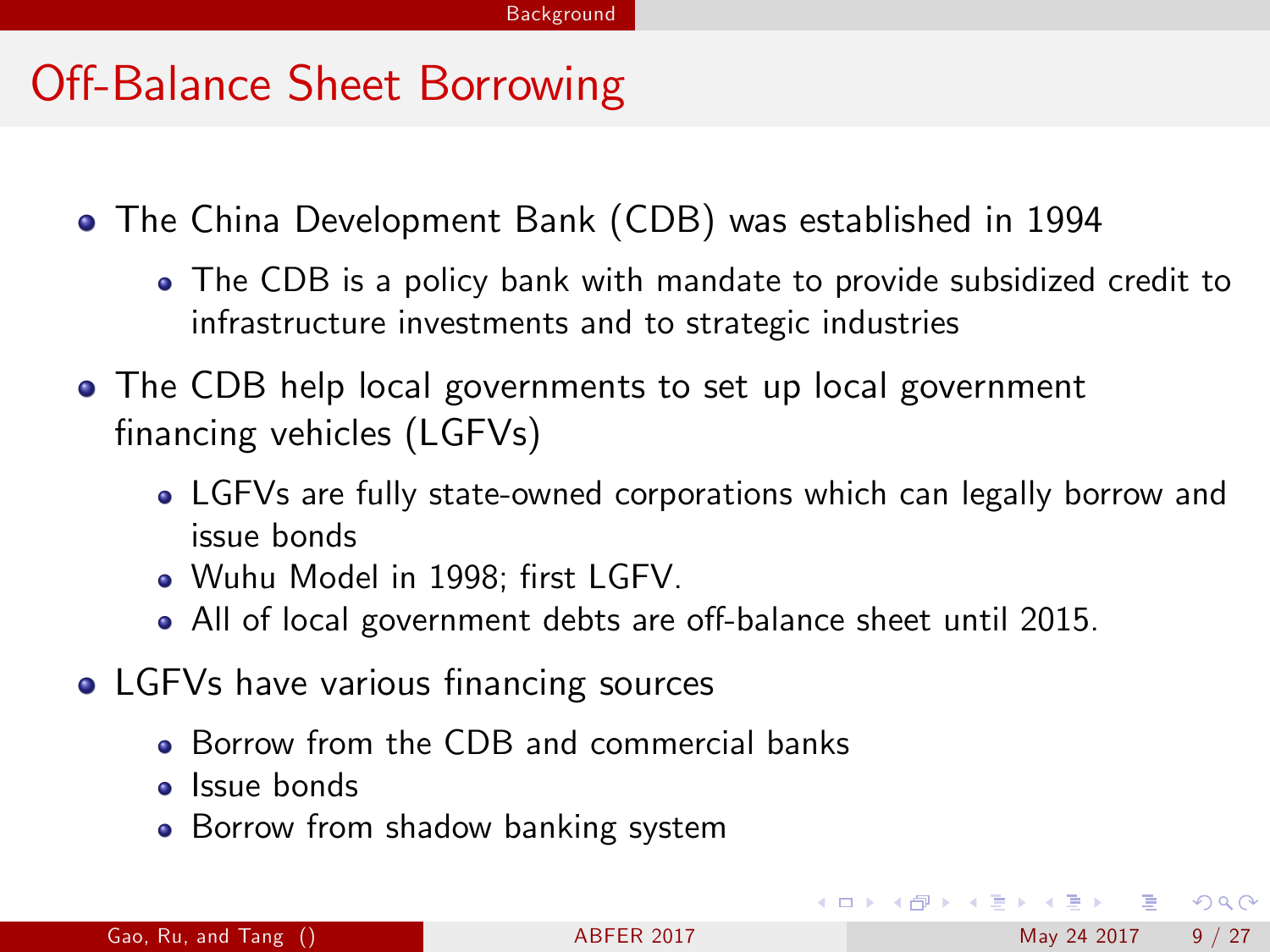# Off-Balance Sheet Borrowing

- The China Development Bank (CDB) was established in 1994
  - The CDB is a policy bank with mandate to provide subsidized credit to infrastructure investments and to strategic industries
- The CDB help local governments to set up local government financing vehicles (LGFVs)
  - LGFVs are fully state-owned corporations which can legally borrow and issue bonds
  - Wuhu Model in 1998; first LGFV.
  - All of local government debts are off-balance sheet until 2015.
- LGFVs have various financing sources
  - Borrow from the CDB and commercial banks
  - Issue bonds
  - Borrow from shadow banking system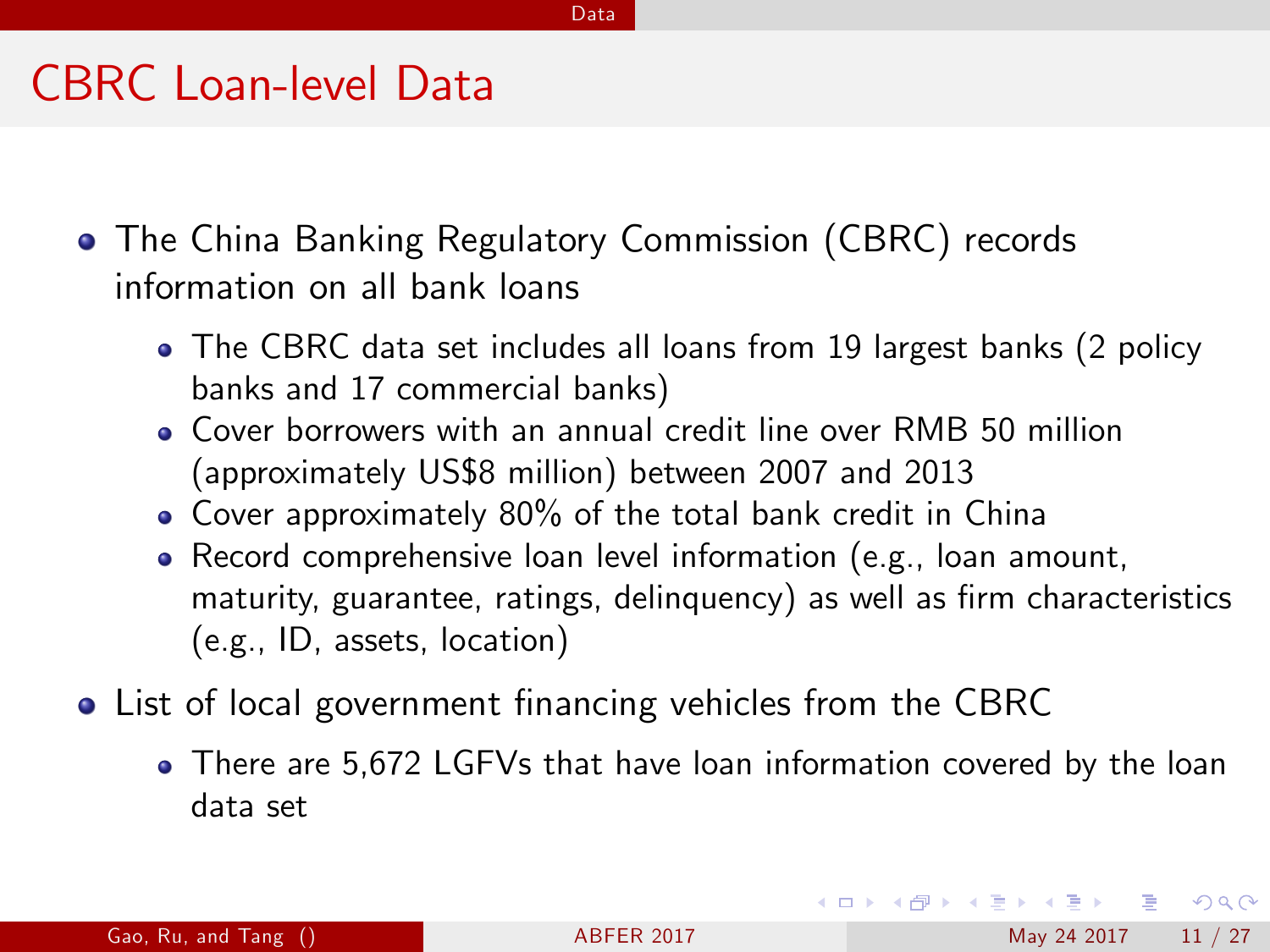# CBRC Loan-level Data

- The China Banking Regulatory Commission (CBRC) records information on all bank loans
  - The CBRC data set includes all loans from 19 largest banks (2 policy banks and 17 commercial banks)
  - Cover borrowers with an annual credit line over RMB 50 million (approximately US$8 million) between 2007 and 2013
  - Cover approximately 80% of the total bank credit in China
  - Record comprehensive loan level information (e.g., loan amount, maturity, guarantee, ratings, delinquency) as well as firm characteristics (e.g., ID, assets, location)
- List of local government financing vehicles from the CBRC
  - There are 5,672 LGFVs that have loan information covered by the loan data set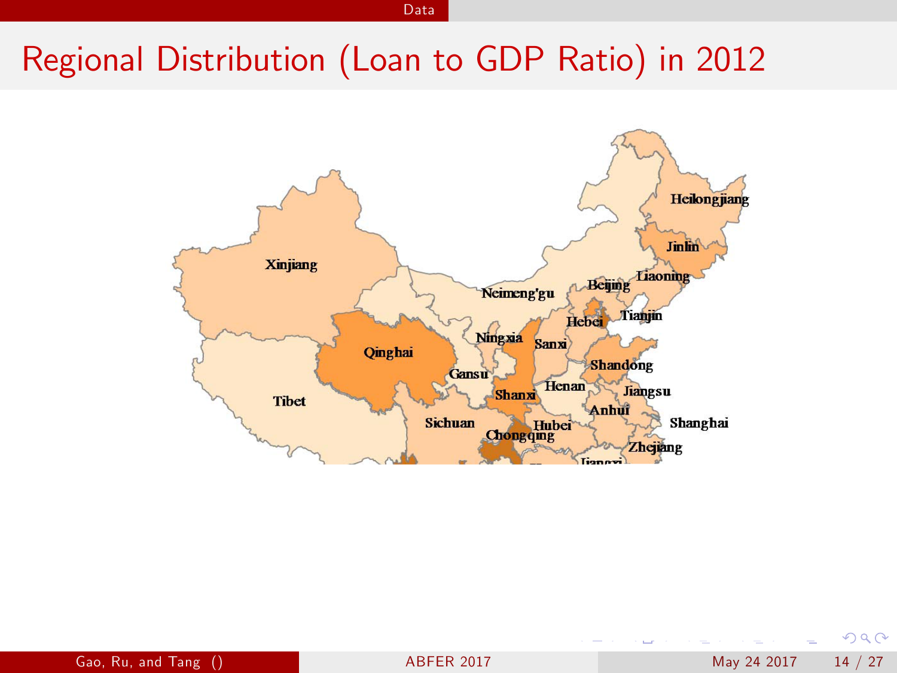# Regional Distribution (Loan to GDP Ratio) in 2012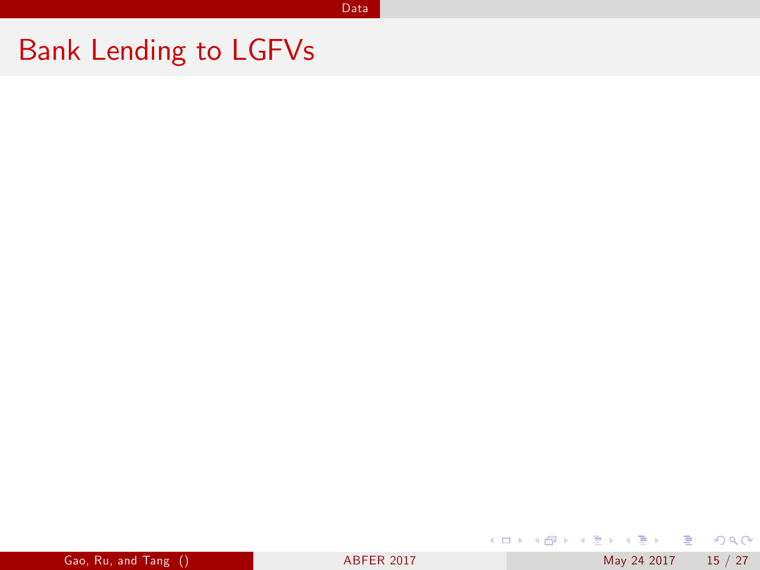# Bank Lending to LGFVs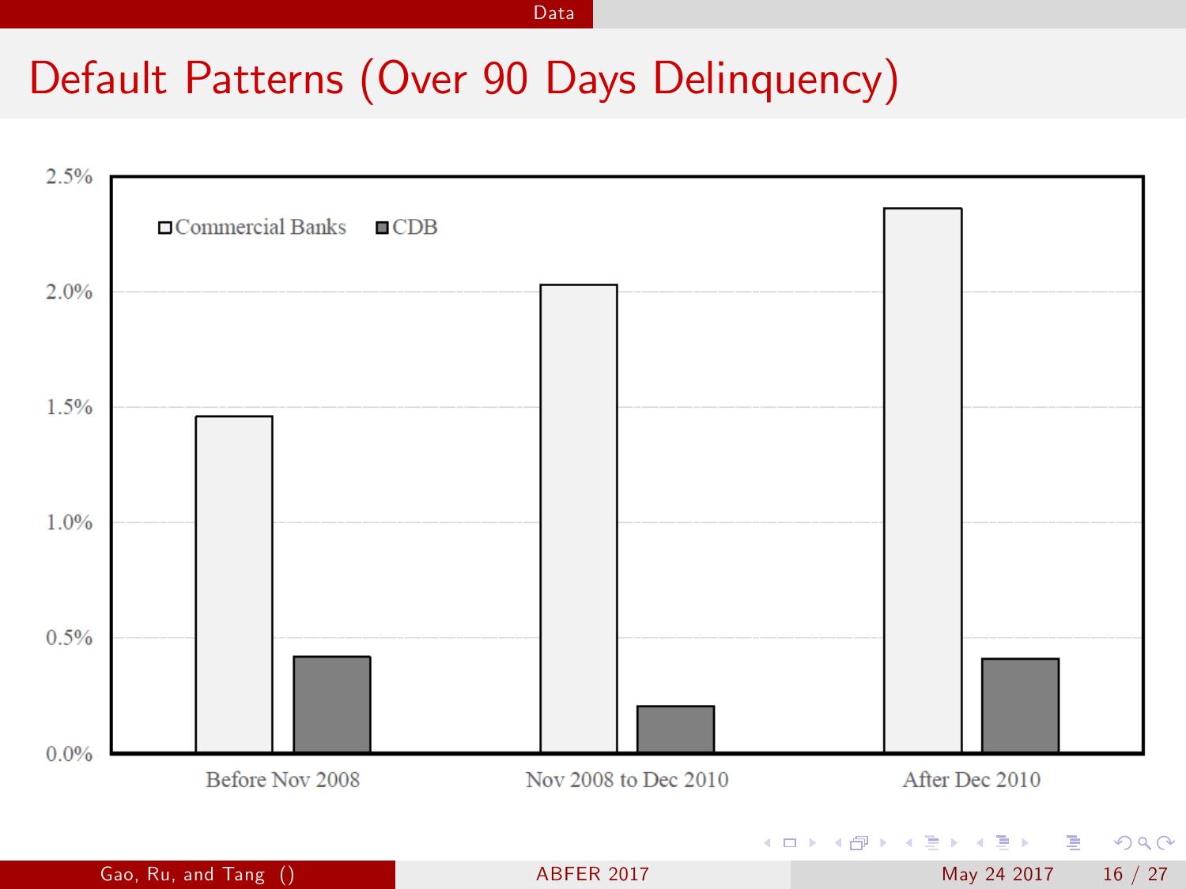# Default Patterns (Over 90 Days Delinquency)

| | Commercial Banks | CDB |
|---|---|---|
| Before Nov 2008 | ~1.46% | ~0.42% |
| Nov 2008 to Dec 2010 | ~2.03% | ~0.20% |
| After Dec 2010 | ~2.36% | ~0.41% |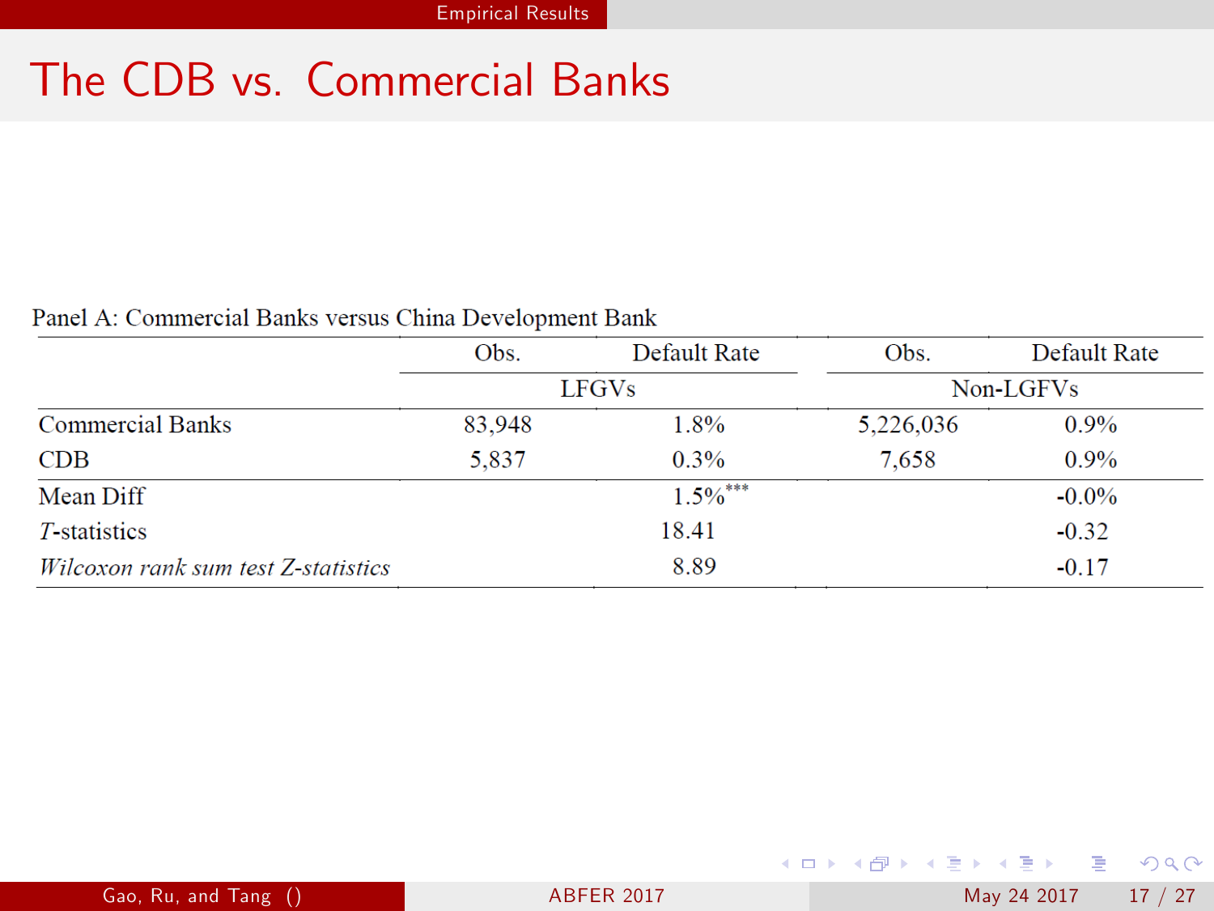# The CDB vs. Commercial Banks

Panel A: Commercial Banks versus China Development Bank

| | Obs. | Default Rate | Obs. | Default Rate |
|---|---|---|---|---|
| | LFGVs | | Non-LGFVs | |
| Commercial Banks | 83,948 | 1.8% | 5,226,036 | 0.9% |
| CDB | 5,837 | 0.3% | 7,658 | 0.9% |
| Mean Diff | | 1.5%*** | | -0.0% |
| *T*-statistics | | 18.41 | | -0.32 |
| *Wilcoxon rank sum test Z-statistics* | | 8.89 | | -0.17 |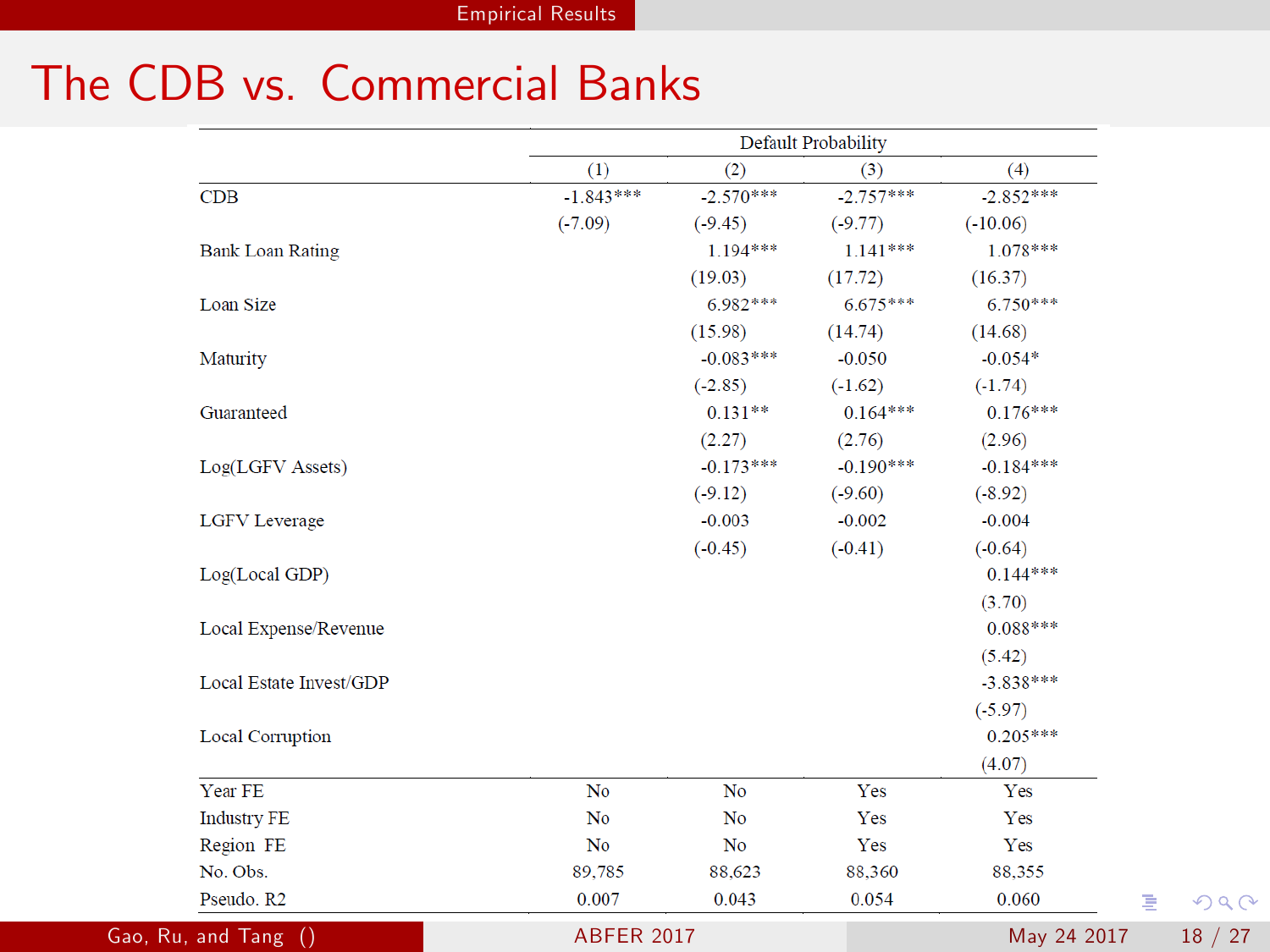# The CDB vs. Commercial Banks

| | Default Probability | | | |
|---|---|---|---|---|
| | (1) | (2) | (3) | (4) |
| CDB | -1.843*** | -2.570*** | -2.757*** | -2.852*** |
| | (-7.09) | (-9.45) | (-9.77) | (-10.06) |
| Bank Loan Rating | | 1.194*** | 1.141*** | 1.078*** |
| | | (19.03) | (17.72) | (16.37) |
| Loan Size | | 6.982*** | 6.675*** | 6.750*** |
| | | (15.98) | (14.74) | (14.68) |
| Maturity | | -0.083*** | -0.050 | -0.054* |
| | | (-2.85) | (-1.62) | (-1.74) |
| Guaranteed | | 0.131** | 0.164*** | 0.176*** |
| | | (2.27) | (2.76) | (2.96) |
| Log(LGFV Assets) | | -0.173*** | -0.190*** | -0.184*** |
| | | (-9.12) | (-9.60) | (-8.92) |
| LGFV Leverage | | -0.003 | -0.002 | -0.004 |
| | | (-0.45) | (-0.41) | (-0.64) |
| Log(Local GDP) | | | | 0.144*** |
| | | | | (3.70) |
| Local Expense/Revenue | | | | 0.088*** |
| | | | | (5.42) |
| Local Estate Invest/GDP | | | | -3.838*** |
| | | | | (-5.97) |
| Local Corruption | | | | 0.205*** |
| | | | | (4.07) |
| Year FE | No | No | Yes | Yes |
| Industry FE | No | No | Yes | Yes |
| Region FE | No | No | Yes | Yes |
| No. Obs. | 89,785 | 88,623 | 88,360 | 88,355 |
| Pseudo. R2 | 0.007 | 0.043 | 0.054 | 0.060 |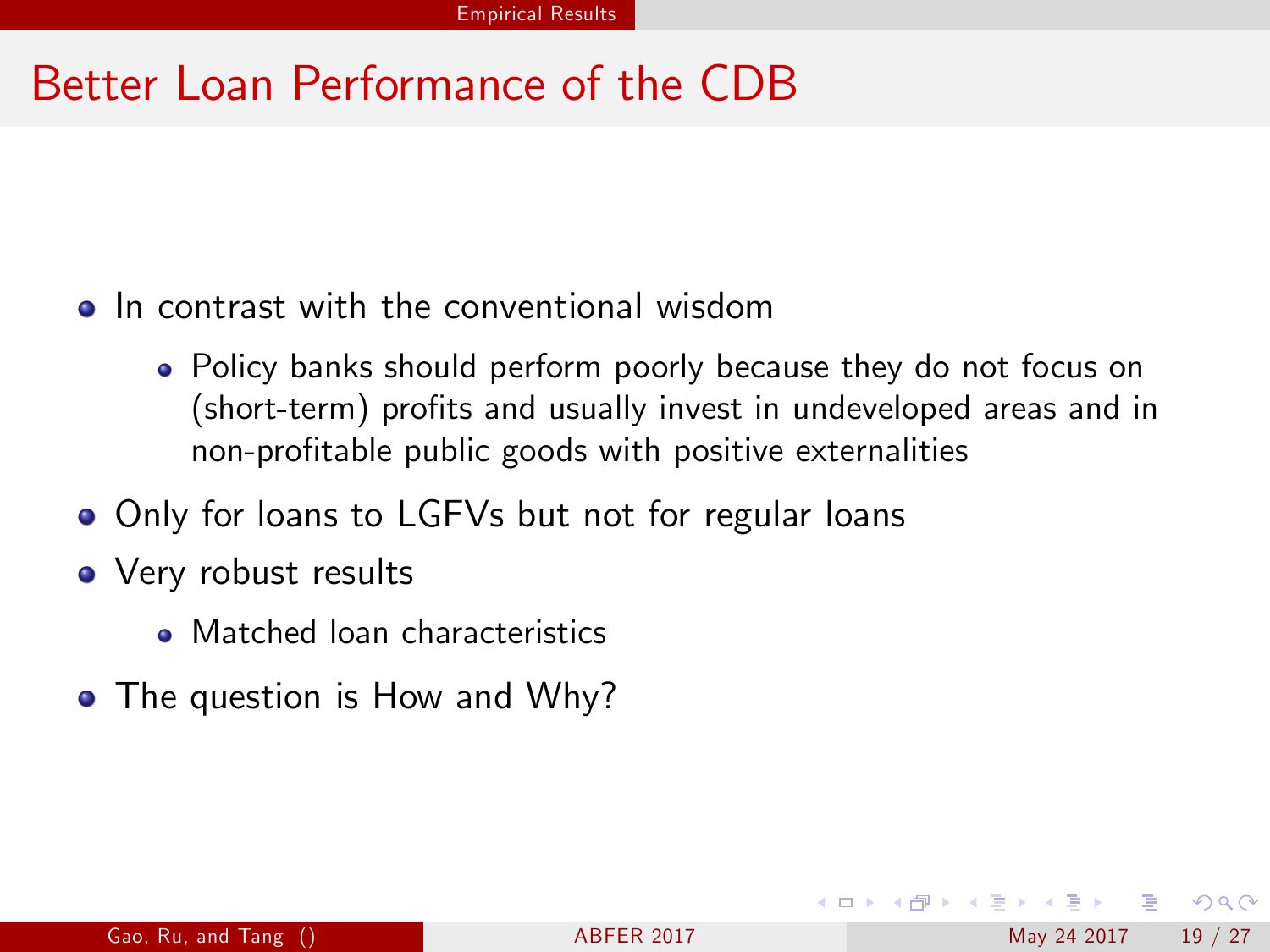# Better Loan Performance of the CDB

- In contrast with the conventional wisdom
  - Policy banks should perform poorly because they do not focus on (short-term) profits and usually invest in undeveloped areas and in non-profitable public goods with positive externalities
- Only for loans to LGFVs but not for regular loans
- Very robust results
  - Matched loan characteristics
- The question is How and Why?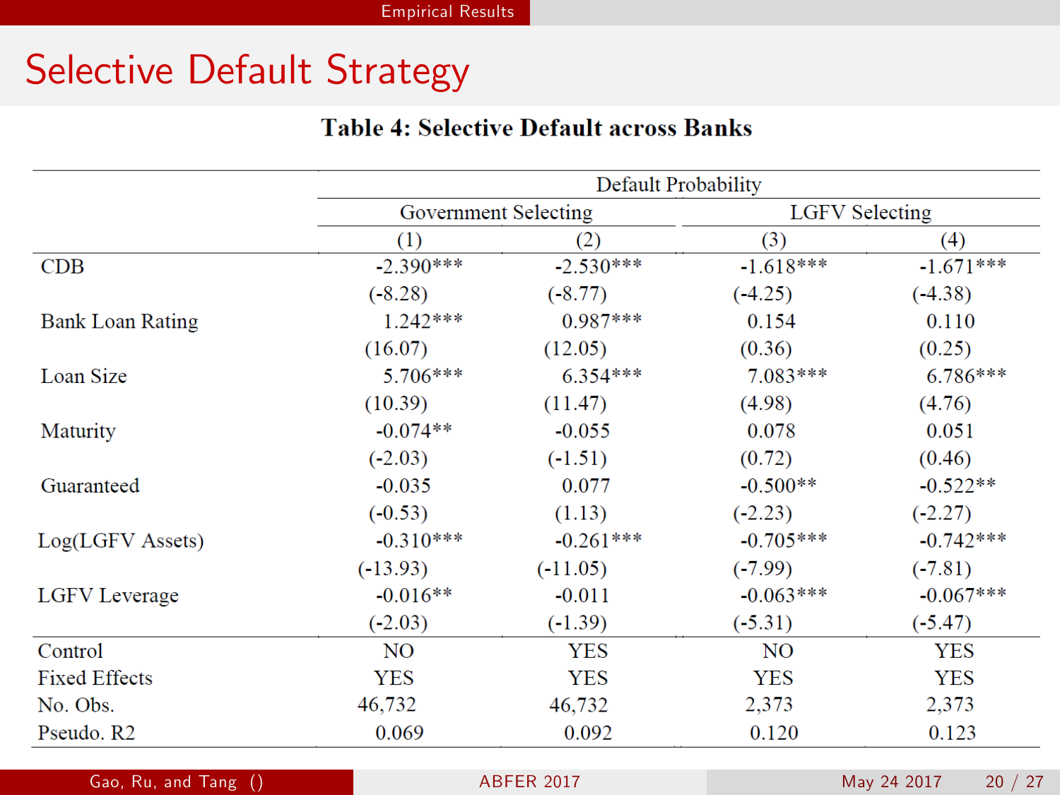# Selective Default Strategy

**Table 4: Selective Default across Banks**

| | Default Probability | | | |
|---|---|---|---|---|
| | Government Selecting | | LGFV Selecting | |
| | (1) | (2) | (3) | (4) |
| CDB | -2.390*** | -2.530*** | -1.618*** | -1.671*** |
| | (-8.28) | (-8.77) | (-4.25) | (-4.38) |
| Bank Loan Rating | 1.242*** | 0.987*** | 0.154 | 0.110 |
| | (16.07) | (12.05) | (0.36) | (0.25) |
| Loan Size | 5.706*** | 6.354*** | 7.083*** | 6.786*** |
| | (10.39) | (11.47) | (4.98) | (4.76) |
| Maturity | -0.074** | -0.055 | 0.078 | 0.051 |
| | (-2.03) | (-1.51) | (0.72) | (0.46) |
| Guaranteed | -0.035 | 0.077 | -0.500** | -0.522** |
| | (-0.53) | (1.13) | (-2.23) | (-2.27) |
| Log(LGFV Assets) | -0.310*** | -0.261*** | -0.705*** | -0.742*** |
| | (-13.93) | (-11.05) | (-7.99) | (-7.81) |
| LGFV Leverage | -0.016** | -0.011 | -0.063*** | -0.067*** |
| | (-2.03) | (-1.39) | (-5.31) | (-5.47) |
| Control | NO | YES | NO | YES |
| Fixed Effects | YES | YES | YES | YES |
| No. Obs. | 46,732 | 46,732 | 2,373 | 2,373 |
| Pseudo. R2 | 0.069 | 0.092 | 0.120 | 0.123 |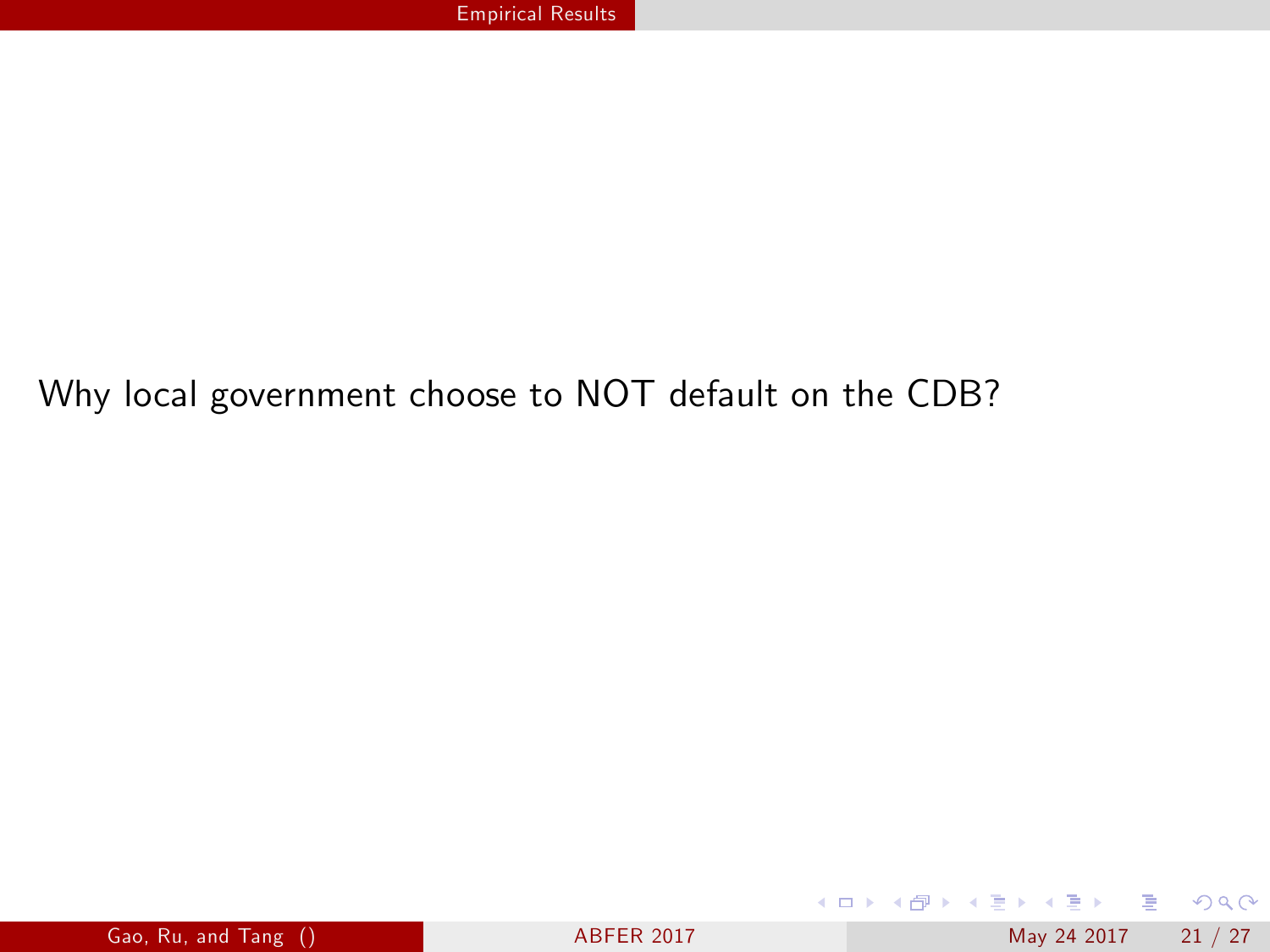Why local government choose to NOT default on the CDB?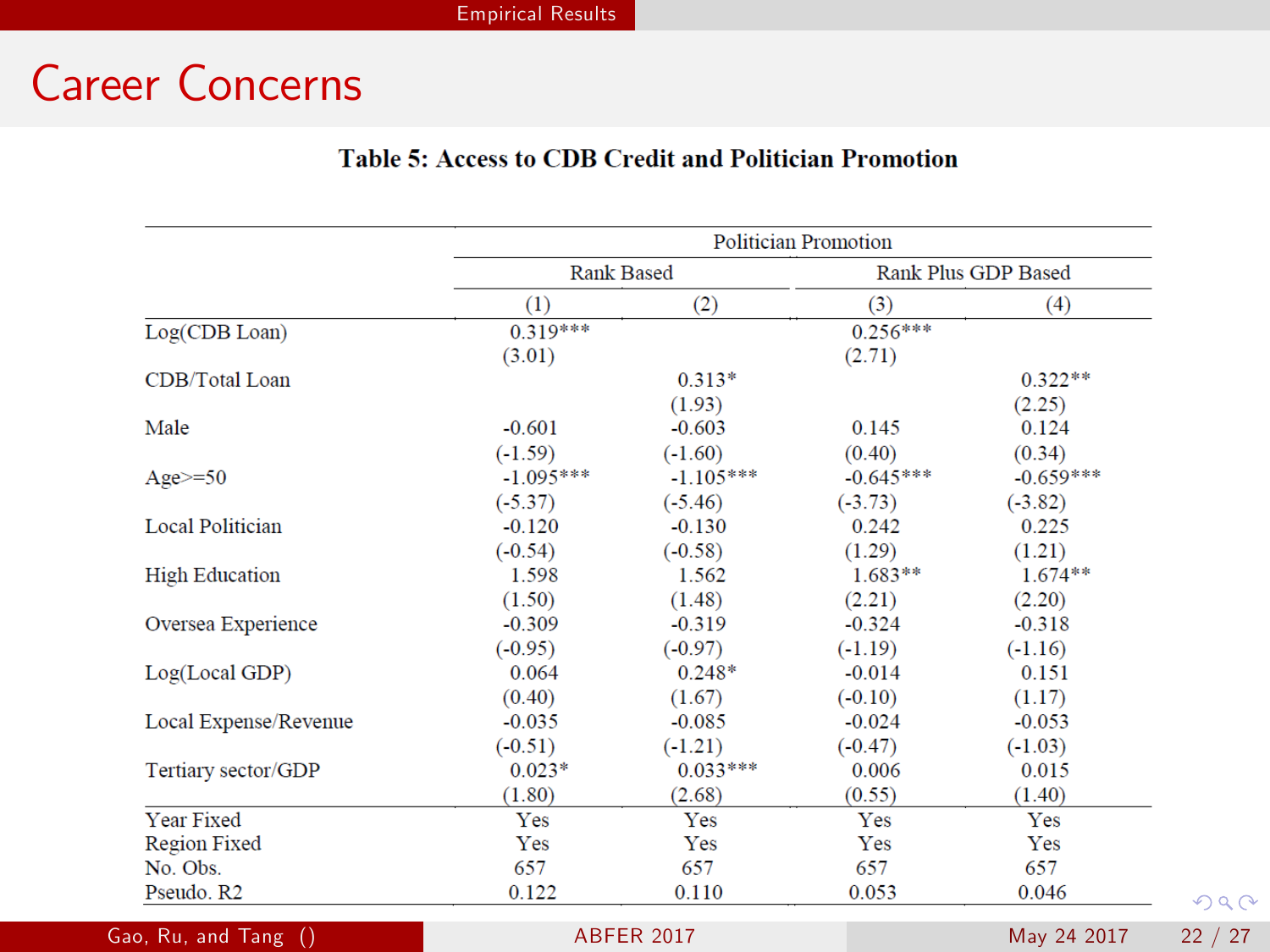# Career Concerns

**Table 5: Access to CDB Credit and Politician Promotion**

| | Politician Promotion | | | |
|---|---|---|---|---|
| | Rank Based | | Rank Plus GDP Based | |
| | (1) | (2) | (3) | (4) |
| Log(CDB Loan) | 0.319*** | | 0.256*** | |
| | (3.01) | | (2.71) | |
| CDB/Total Loan | | 0.313* | | 0.322** |
| | | (1.93) | | (2.25) |
| Male | -0.601 | -0.603 | 0.145 | 0.124 |
| | (-1.59) | (-1.60) | (0.40) | (0.34) |
| Age>=50 | -1.095*** | -1.105*** | -0.645*** | -0.659*** |
| | (-5.37) | (-5.46) | (-3.73) | (-3.82) |
| Local Politician | -0.120 | -0.130 | 0.242 | 0.225 |
| | (-0.54) | (-0.58) | (1.29) | (1.21) |
| High Education | 1.598 | 1.562 | 1.683** | 1.674** |
| | (1.50) | (1.48) | (2.21) | (2.20) |
| Oversea Experience | -0.309 | -0.319 | -0.324 | -0.318 |
| | (-0.95) | (-0.97) | (-1.19) | (-1.16) |
| Log(Local GDP) | 0.064 | 0.248* | -0.014 | 0.151 |
| | (0.40) | (1.67) | (-0.10) | (1.17) |
| Local Expense/Revenue | -0.035 | -0.085 | -0.024 | -0.053 |
| | (-0.51) | (-1.21) | (-0.47) | (-1.03) |
| Tertiary sector/GDP | 0.023* | 0.033*** | 0.006 | 0.015 |
| | (1.80) | (2.68) | (0.55) | (1.40) |
| Year Fixed | Yes | Yes | Yes | Yes |
| Region Fixed | Yes | Yes | Yes | Yes |
| No. Obs. | 657 | 657 | 657 | 657 |
| Pseudo. R2 | 0.122 | 0.110 | 0.053 | 0.046 |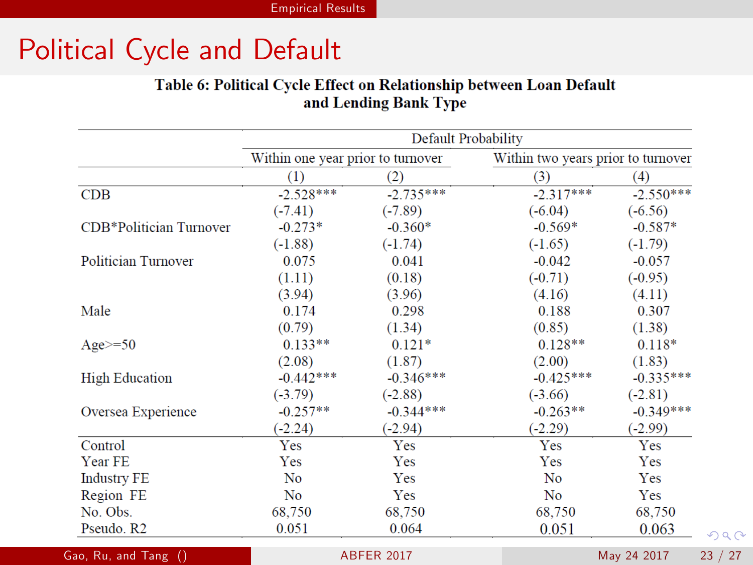# Political Cycle and Default

**Table 6: Political Cycle Effect on Relationship between Loan Default and Lending Bank Type**

| | Default Probability | | | |
|---|---|---|---|---|
| | Within one year prior to turnover | | Within two years prior to turnover | |
| | (1) | (2) | (3) | (4) |
| CDB | -2.528*** | -2.735*** | -2.317*** | -2.550*** |
| | (-7.41) | (-7.89) | (-6.04) | (-6.56) |
| CDB*Politician Turnover | -0.273* | -0.360* | -0.569* | -0.587* |
| | (-1.88) | (-1.74) | (-1.65) | (-1.79) |
| Politician Turnover | 0.075 | 0.041 | -0.042 | -0.057 |
| | (1.11) | (0.18) | (-0.71) | (-0.95) |
| | (3.94) | (3.96) | (4.16) | (4.11) |
| Male | 0.174 | 0.298 | 0.188 | 0.307 |
| | (0.79) | (1.34) | (0.85) | (1.38) |
| Age>=50 | 0.133** | 0.121* | 0.128** | 0.118* |
| | (2.08) | (1.87) | (2.00) | (1.83) |
| High Education | -0.442*** | -0.346*** | -0.425*** | -0.335*** |
| | (-3.79) | (-2.88) | (-3.66) | (-2.81) |
| Oversea Experience | -0.257** | -0.344*** | -0.263** | -0.349*** |
| | (-2.24) | (-2.94) | (-2.29) | (-2.99) |
| Control | Yes | Yes | Yes | Yes |
| Year FE | Yes | Yes | Yes | Yes |
| Industry FE | No | Yes | No | Yes |
| Region FE | No | Yes | No | Yes |
| No. Obs. | 68,750 | 68,750 | 68,750 | 68,750 |
| Pseudo. R2 | 0.051 | 0.064 | 0.051 | 0.063 |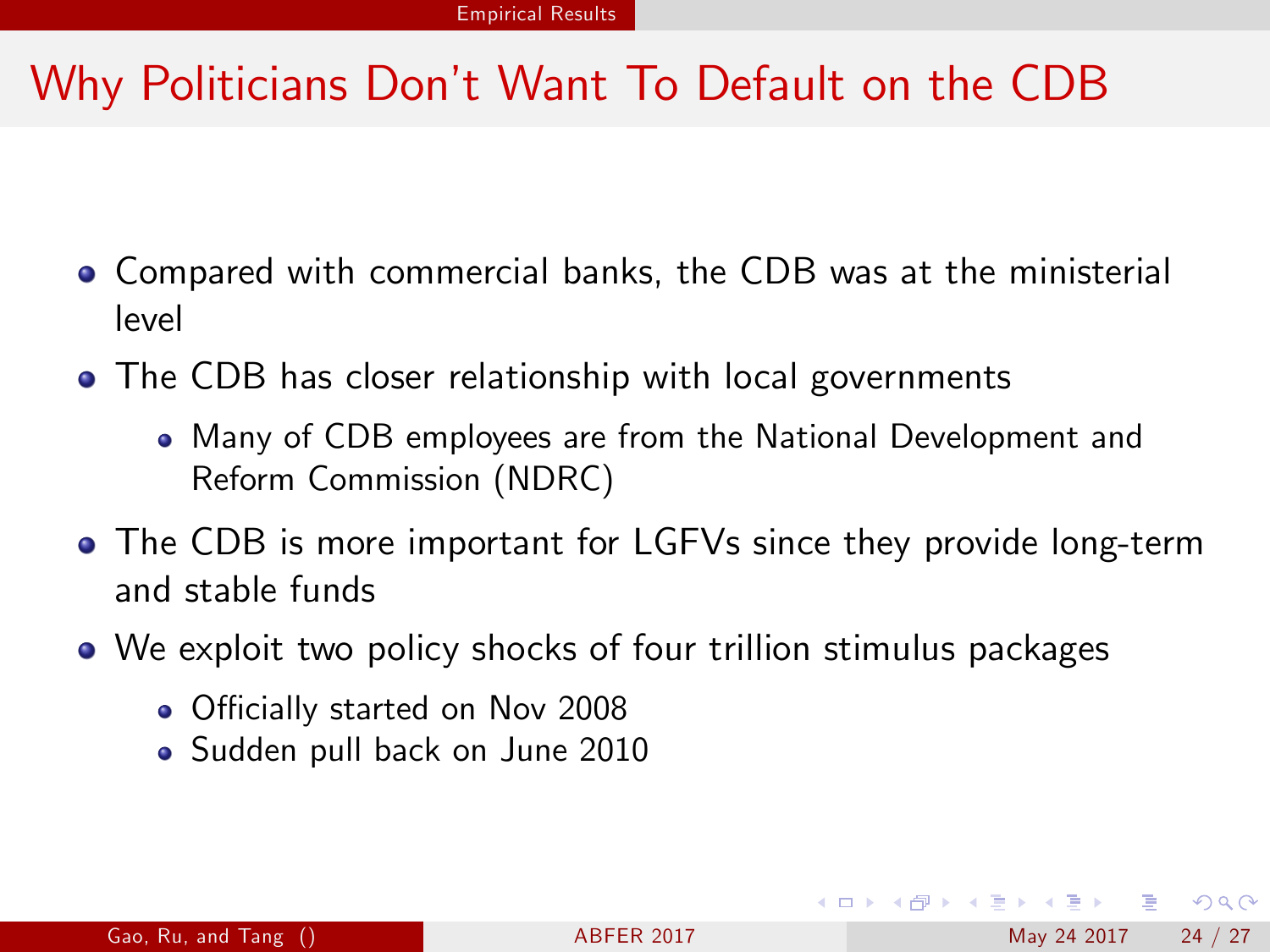# Why Politicians Don't Want To Default on the CDB

- Compared with commercial banks, the CDB was at the ministerial level
- The CDB has closer relationship with local governments
  - Many of CDB employees are from the National Development and Reform Commission (NDRC)
- The CDB is more important for LGFVs since they provide long-term and stable funds
- We exploit two policy shocks of four trillion stimulus packages
  - Officially started on Nov 2008
  - Sudden pull back on June 2010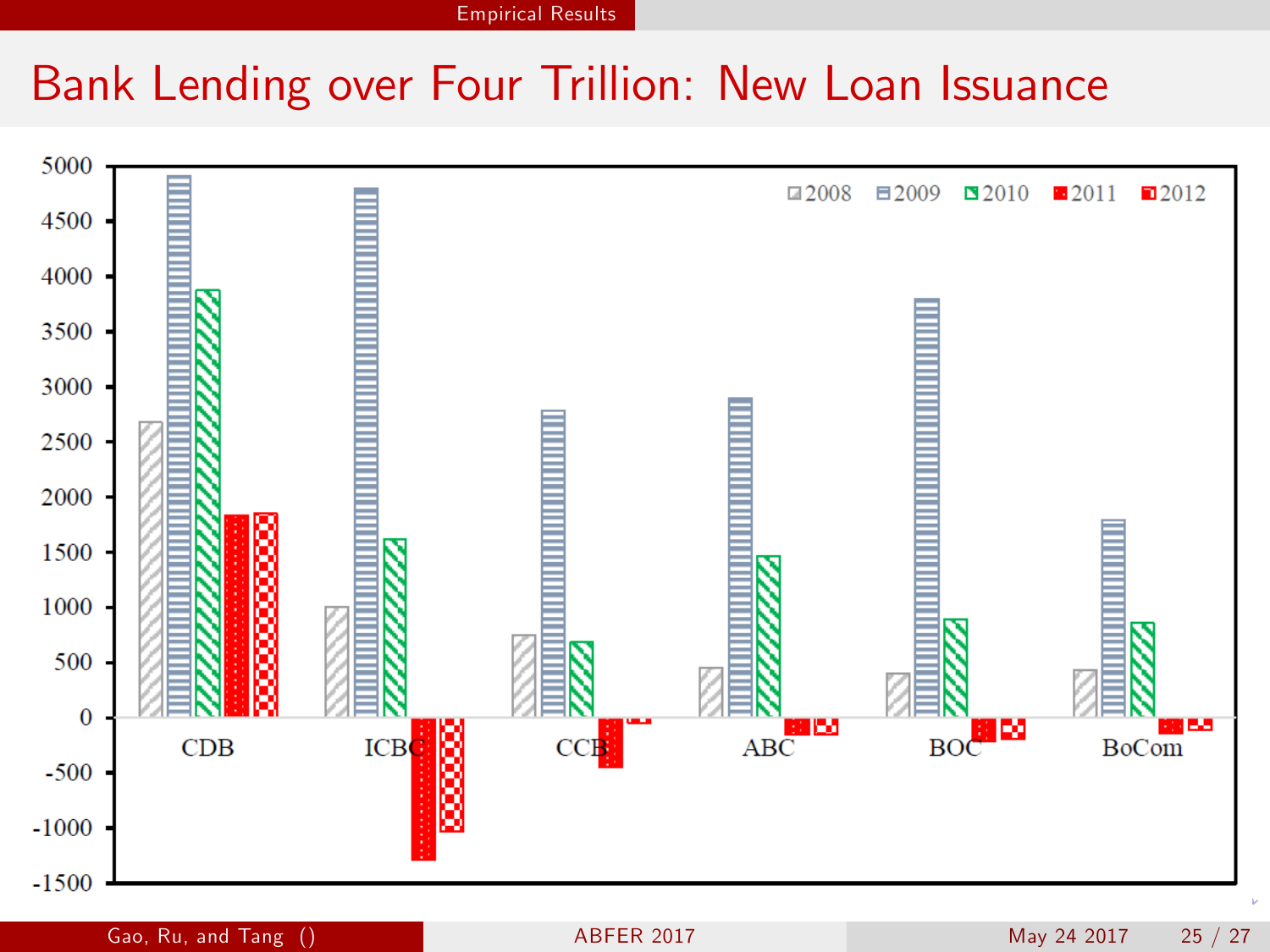# Bank Lending over Four Trillion: New Loan Issuance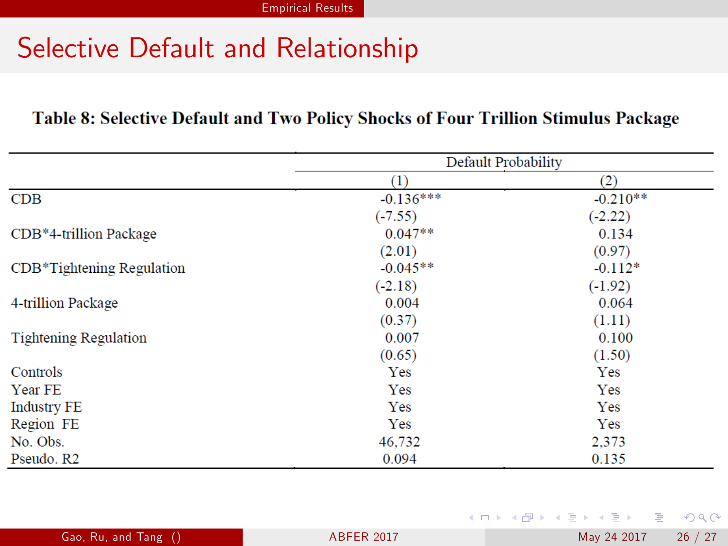# Selective Default and Relationship

**Table 8: Selective Default and Two Policy Shocks of Four Trillion Stimulus Package**

| | Default Probability | |
|---|---|---|
| | (1) | (2) |
| CDB | -0.136*** | -0.210** |
| | (-7.55) | (-2.22) |
| CDB*4-trillion Package | 0.047** | 0.134 |
| | (2.01) | (0.97) |
| CDB*Tightening Regulation | -0.045** | -0.112* |
| | (-2.18) | (-1.92) |
| 4-trillion Package | 0.004 | 0.064 |
| | (0.37) | (1.11) |
| Tightening Regulation | 0.007 | 0.100 |
| | (0.65) | (1.50) |
| Controls | Yes | Yes |
| Year FE | Yes | Yes |
| Industry FE | Yes | Yes |
| Region FE | Yes | Yes |
| No. Obs. | 46,732 | 2,373 |
| Pseudo. R2 | 0.094 | 0.135 |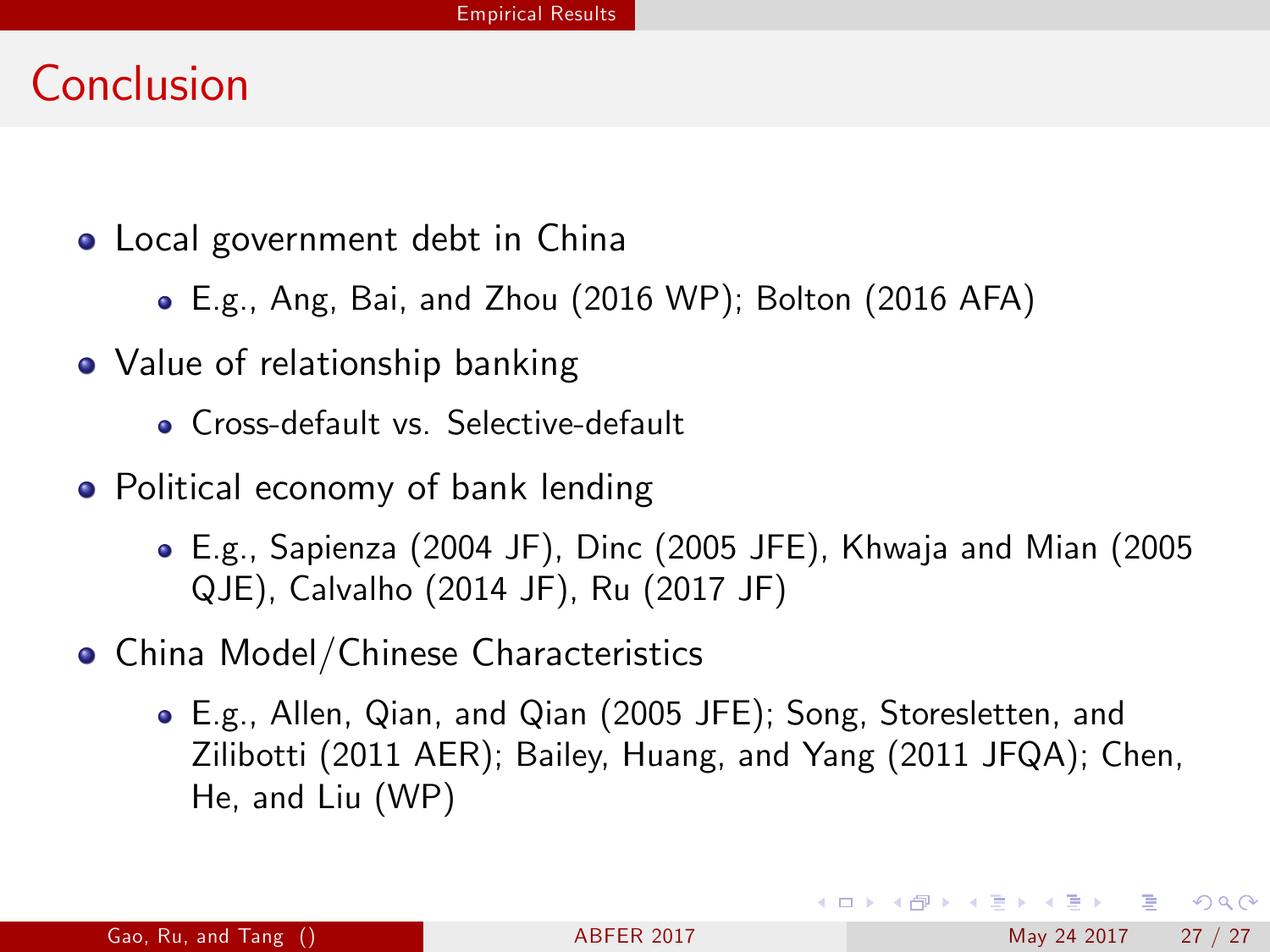# Conclusion

- Local government debt in China
  - E.g., Ang, Bai, and Zhou (2016 WP); Bolton (2016 AFA)
- Value of relationship banking
  - Cross-default vs. Selective-default
- Political economy of bank lending
  - E.g., Sapienza (2004 JF), Dinc (2005 JFE), Khwaja and Mian (2005 QJE), Calvalho (2014 JF), Ru (2017 JF)
- China Model/Chinese Characteristics
  - E.g., Allen, Qian, and Qian (2005 JFE); Song, Storesletten, and Zilibotti (2011 AER); Bailey, Huang, and Yang (2011 JFQA); Chen, He, and Liu (WP)